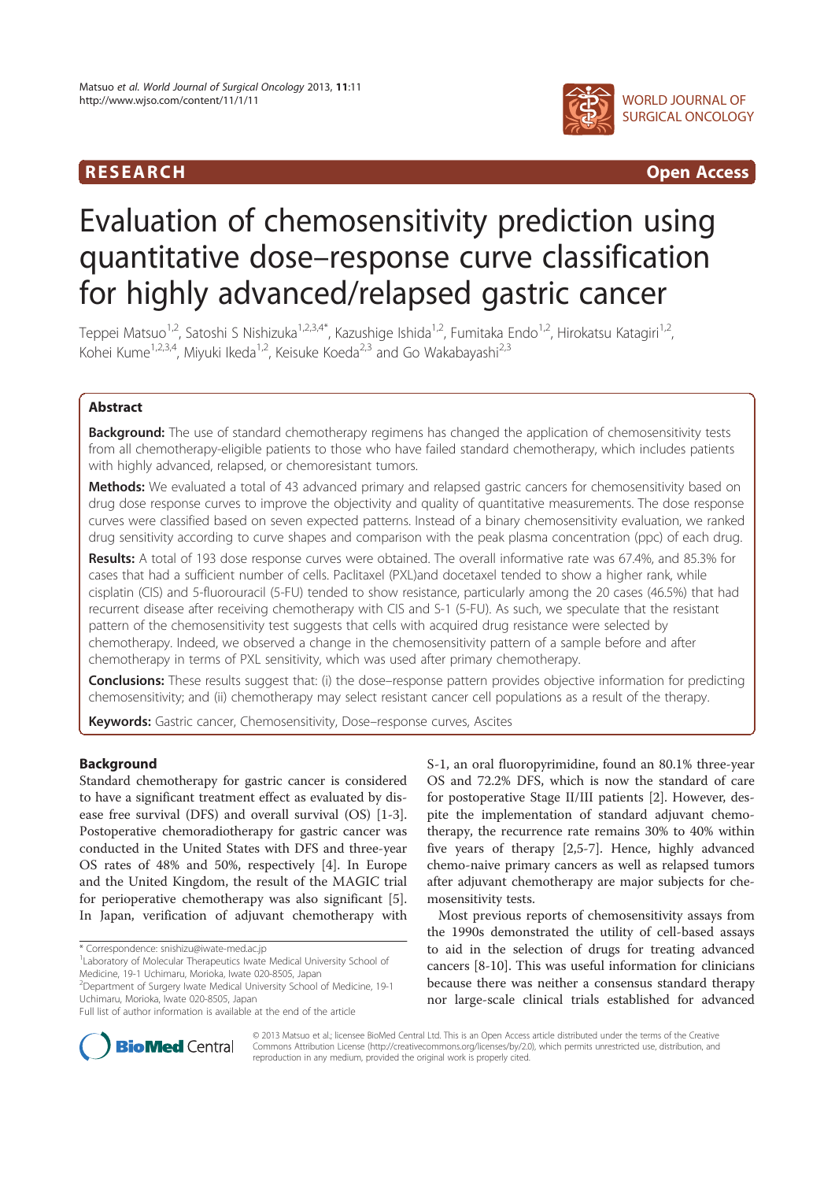RESEARCH **Open Access**

# Evaluation of chemosensitivity prediction using quantitative dose–response curve classification for highly advanced/relapsed gastric cancer

Teppei Matsuo[1,2], Satoshi S Nishizuka[1,2,3,4*], Kazushige Ishida[1,2], Fumitaka Endo[1,2], Hirokatsu Katagiri[1,2], Kohei Kume[1,2,3,4], Miyuki Ikeda[1,2], Keisuke Koeda[2,3] and Go Wakabayashi[2,3]

## Abstract

**Background:** The use of standard chemotherapy regimens has changed the application of chemosensitivity tests from all chemotherapy-eligible patients to those who have failed standard chemotherapy, which includes patients with highly advanced, relapsed, or chemoresistant tumors.

**Methods:** We evaluated a total of 43 advanced primary and relapsed gastric cancers for chemosensitivity based on drug dose response curves to improve the objectivity and quality of quantitative measurements. The dose response curves were classified based on seven expected patterns. Instead of a binary chemosensitivity evaluation, we ranked drug sensitivity according to curve shapes and comparison with the peak plasma concentration (ppc) of each drug.

**Results:** A total of 193 dose response curves were obtained. The overall informative rate was 67.4%, and 85.3% for cases that had a sufficient number of cells. Paclitaxel (PXL)and docetaxel tended to show a higher rank, while cisplatin (CIS) and 5-fluorouracil (5-FU) tended to show resistance, particularly among the 20 cases (46.5%) that had recurrent disease after receiving chemotherapy with CIS and S-1 (5-FU). As such, we speculate that the resistant pattern of the chemosensitivity test suggests that cells with acquired drug resistance were selected by chemotherapy. Indeed, we observed a change in the chemosensitivity pattern of a sample before and after chemotherapy in terms of PXL sensitivity, which was used after primary chemotherapy.

**Conclusions:** These results suggest that: (i) the dose–response pattern provides objective information for predicting chemosensitivity; and (ii) chemotherapy may select resistant cancer cell populations as a result of the therapy.

**Keywords:** Gastric cancer, Chemosensitivity, Dose–response curves, Ascites

## Background

Standard chemotherapy for gastric cancer is considered to have a significant treatment effect as evaluated by disease free survival (DFS) and overall survival (OS) [1-3]. Postoperative chemoradiotherapy for gastric cancer was conducted in the United States with DFS and three-year OS rates of 48% and 50%, respectively [4]. In Europe and the United Kingdom, the result of the MAGIC trial for perioperative chemotherapy was also significant [5]. In Japan, verification of adjuvant chemotherapy with S-1, an oral fluoropyrimidine, found an 80.1% three-year OS and 72.2% DFS, which is now the standard of care for postoperative Stage II/III patients [2]. However, despite the implementation of standard adjuvant chemotherapy, the recurrence rate remains 30% to 40% within five years of therapy [2,5-7]. Hence, highly advanced chemo-naive primary cancers as well as relapsed tumors after adjuvant chemotherapy are major subjects for chemosensitivity tests.

Most previous reports of chemosensitivity assays from the 1990s demonstrated the utility of cell-based assays to aid in the selection of drugs for treating advanced cancers [8-10]. This was useful information for clinicians because there was neither a consensus standard therapy nor large-scale clinical trials established for advanced

\* Correspondence: snishizu@iwate-med.ac.jp
[1]Laboratory of Molecular Therapeutics Iwate Medical University School of Medicine, 19-1 Uchimaru, Morioka, Iwate 020-8505, Japan
[2]Department of Surgery Iwate Medical University School of Medicine, 19-1 Uchimaru, Morioka, Iwate 020-8505, Japan
Full list of author information is available at the end of the article

© 2013 Matsuo et al.; licensee BioMed Central Ltd. This is an Open Access article distributed under the terms of the Creative Commons Attribution License (http://creativecommons.org/licenses/by/2.0), which permits unrestricted use, distribution, and reproduction in any medium, provided the original work is properly cited.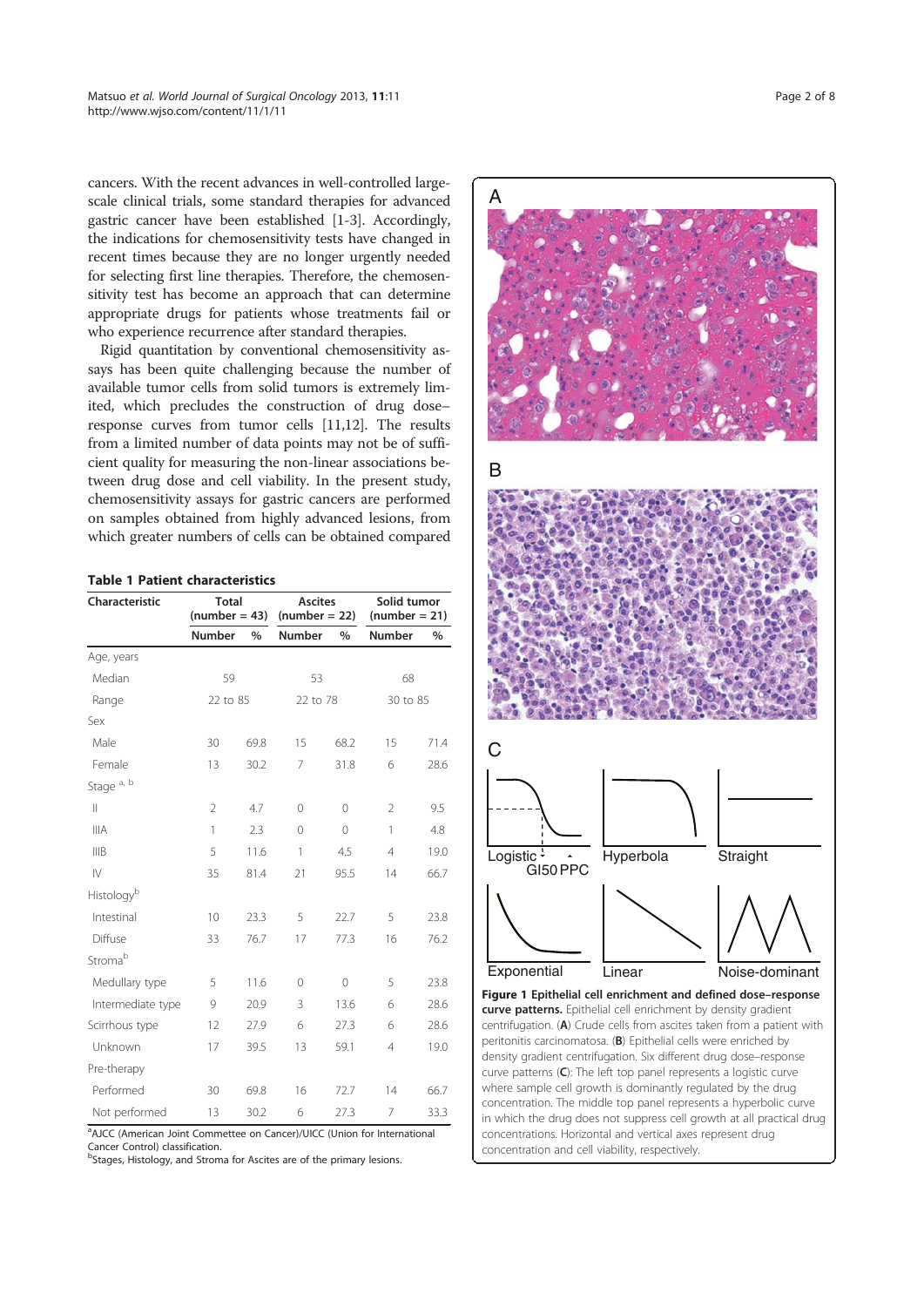cancers. With the recent advances in well-controlled large-scale clinical trials, some standard therapies for advanced gastric cancer have been established [1-3]. Accordingly, the indications for chemosensitivity tests have changed in recent times because they are no longer urgently needed for selecting first line therapies. Therefore, the chemosensitivity test has become an approach that can determine appropriate drugs for patients whose treatments fail or who experience recurrence after standard therapies.

Rigid quantitation by conventional chemosensitivity assays has been quite challenging because the number of available tumor cells from solid tumors is extremely limited, which precludes the construction of drug dose–response curves from tumor cells [11,12]. The results from a limited number of data points may not be of sufficient quality for measuring the non-linear associations between drug dose and cell viability. In the present study, chemosensitivity assays for gastric cancers are performed on samples obtained from highly advanced lesions, from which greater numbers of cells can be obtained compared

**Table 1 Patient characteristics**

| Characteristic | Total (number = 43) | | Ascites (number = 22) | | Solid tumor (number = 21) | |
|---|---|---|---|---|---|---|
| | Number | % | Number | % | Number | % |
| Age, years | | | | | | |
| Median | 59 | | 53 | | 68 | |
| Range | 22 to 85 | | 22 to 78 | | 30 to 85 | |
| Sex | | | | | | |
| Male | 30 | 69.8 | 15 | 68.2 | 15 | 71.4 |
| Female | 13 | 30.2 | 7 | 31.8 | 6 | 28.6 |
| Stage [a, b] | | | | | | |
| II | 2 | 4.7 | 0 | 0 | 2 | 9.5 |
| IIIA | 1 | 2.3 | 0 | 0 | 1 | 4.8 |
| IIIB | 5 | 11.6 | 1 | 4.5 | 4 | 19.0 |
| IV | 35 | 81.4 | 21 | 95.5 | 14 | 66.7 |
| Histology[b] | | | | | | |
| Intestinal | 10 | 23.3 | 5 | 22.7 | 5 | 23.8 |
| Diffuse | 33 | 76.7 | 17 | 77.3 | 16 | 76.2 |
| Stroma[b] | | | | | | |
| Medullary type | 5 | 11.6 | 0 | 0 | 5 | 23.8 |
| Intermediate type | 9 | 20.9 | 3 | 13.6 | 6 | 28.6 |
| Scirrhous type | 12 | 27.9 | 6 | 27.3 | 6 | 28.6 |
| Unknown | 17 | 39.5 | 13 | 59.1 | 4 | 19.0 |
| Pre-therapy | | | | | | |
| Performed | 30 | 69.8 | 16 | 72.7 | 14 | 66.7 |
| Not performed | 13 | 30.2 | 6 | 27.3 | 7 | 33.3 |

[a]AJCC (American Joint Commettee on Cancer)/UICC (Union for International Cancer Control) classification.
[b]Stages, Histology, and Stroma for Ascites are of the primary lesions.

**Figure 1 Epithelial cell enrichment and defined dose–response curve patterns.** Epithelial cell enrichment by density gradient centrifugation. (**A**) Crude cells from ascites taken from a patient with peritonitis carcinomatosa. (**B**) Epithelial cells were enriched by density gradient centrifugation. Six different drug dose–response curve patterns (**C**): The left top panel represents a logistic curve where sample cell growth is dominantly regulated by the drug concentration. The middle top panel represents a hyperbolic curve in which the drug does not suppress cell growth at all practical drug concentrations. Horizontal and vertical axes represent drug concentration and cell viability, respectively.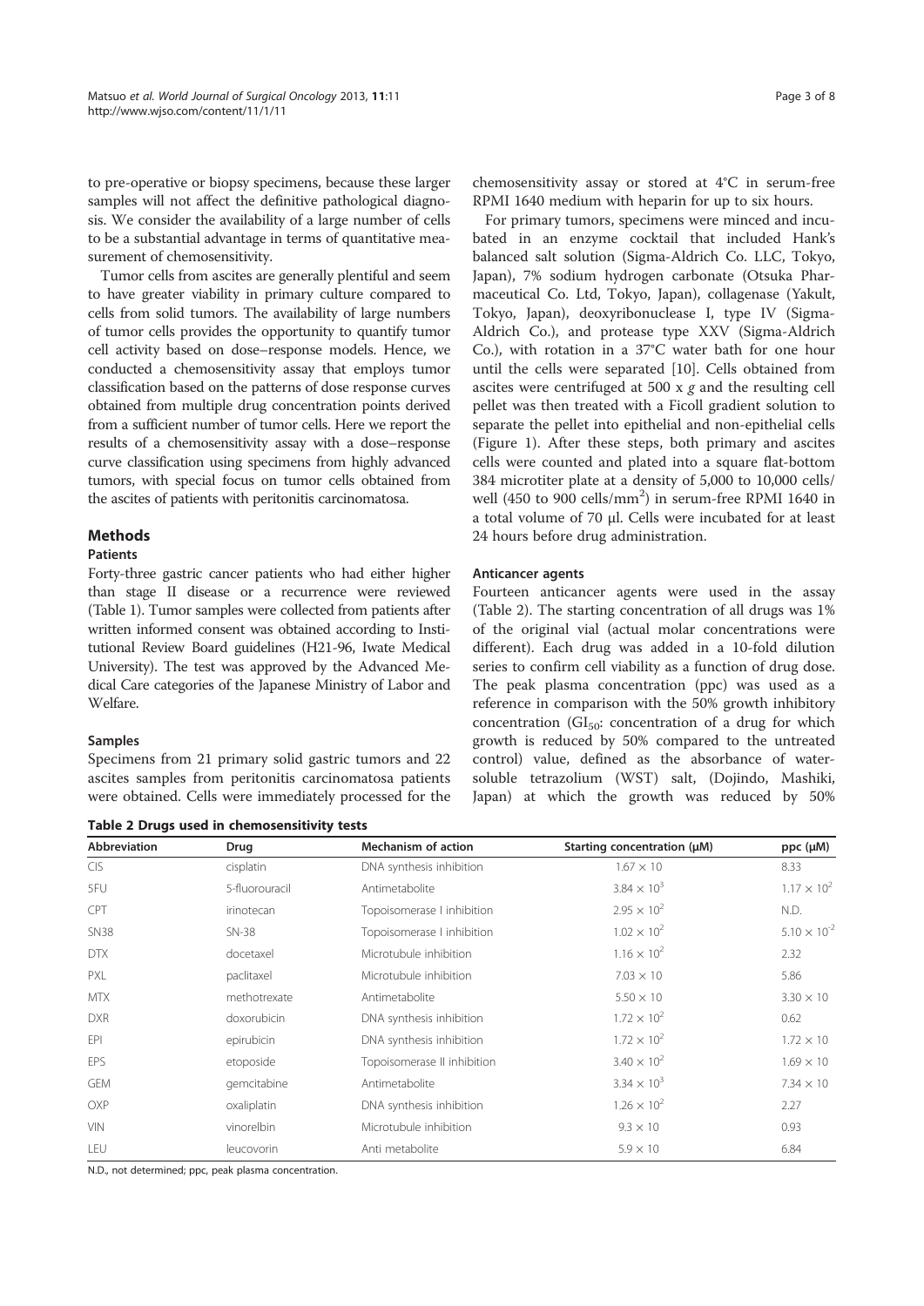to pre-operative or biopsy specimens, because these larger samples will not affect the definitive pathological diagnosis. We consider the availability of a large number of cells to be a substantial advantage in terms of quantitative measurement of chemosensitivity.

Tumor cells from ascites are generally plentiful and seem to have greater viability in primary culture compared to cells from solid tumors. The availability of large numbers of tumor cells provides the opportunity to quantify tumor cell activity based on dose–response models. Hence, we conducted a chemosensitivity assay that employs tumor classification based on the patterns of dose response curves obtained from multiple drug concentration points derived from a sufficient number of tumor cells. Here we report the results of a chemosensitivity assay with a dose–response curve classification using specimens from highly advanced tumors, with special focus on tumor cells obtained from the ascites of patients with peritonitis carcinomatosa.

## Methods

### Patients

Forty-three gastric cancer patients who had either higher than stage II disease or a recurrence were reviewed (Table 1). Tumor samples were collected from patients after written informed consent was obtained according to Institutional Review Board guidelines (H21-96, Iwate Medical University). The test was approved by the Advanced Medical Care categories of the Japanese Ministry of Labor and Welfare.

### Samples

Specimens from 21 primary solid gastric tumors and 22 ascites samples from peritonitis carcinomatosa patients were obtained. Cells were immediately processed for the chemosensitivity assay or stored at 4°C in serum-free RPMI 1640 medium with heparin for up to six hours.

For primary tumors, specimens were minced and incubated in an enzyme cocktail that included Hank's balanced salt solution (Sigma-Aldrich Co. LLC, Tokyo, Japan), 7% sodium hydrogen carbonate (Otsuka Pharmaceutical Co. Ltd, Tokyo, Japan), collagenase (Yakult, Tokyo, Japan), deoxyribonuclease I, type IV (Sigma-Aldrich Co.), and protease type XXV (Sigma-Aldrich Co.), with rotation in a 37°C water bath for one hour until the cells were separated [10]. Cells obtained from ascites were centrifuged at 500 x *g* and the resulting cell pellet was then treated with a Ficoll gradient solution to separate the pellet into epithelial and non-epithelial cells (Figure 1). After these steps, both primary and ascites cells were counted and plated into a square flat-bottom 384 microtiter plate at a density of 5,000 to 10,000 cells/well (450 to 900 cells/mm$^2$) in serum-free RPMI 1640 in a total volume of 70 μl. Cells were incubated for at least 24 hours before drug administration.

### Anticancer agents

Fourteen anticancer agents were used in the assay (Table 2). The starting concentration of all drugs was 1% of the original vial (actual molar concentrations were different). Each drug was added in a 10-fold dilution series to confirm cell viability as a function of drug dose. The peak plasma concentration (ppc) was used as a reference in comparison with the 50% growth inhibitory concentration ($GI_{50}$: concentration of a drug for which growth is reduced by 50% compared to the untreated control) value, defined as the absorbance of water-soluble tetrazolium (WST) salt, (Dojindo, Mashiki, Japan) at which the growth was reduced by 50%

**Table 2 Drugs used in chemosensitivity tests**

| Abbreviation | Drug | Mechanism of action | Starting concentration (μM) | ppc (μM) |
|---|---|---|---|---|
| CIS | cisplatin | DNA synthesis inhibition | $1.67 \times 10$ | 8.33 |
| 5FU | 5-fluorouracil | Antimetabolite | $3.84 \times 10^3$ | $1.17 \times 10^2$ |
| CPT | irinotecan | Topoisomerase I inhibition | $2.95 \times 10^2$ | N.D. |
| SN38 | SN-38 | Topoisomerase I inhibition | $1.02 \times 10^2$ | $5.10 \times 10^{-2}$ |
| DTX | docetaxel | Microtubule inhibition | $1.16 \times 10^2$ | 2.32 |
| PXL | paclitaxel | Microtubule inhibition | $7.03 \times 10$ | 5.86 |
| MTX | methotrexate | Antimetabolite | $5.50 \times 10$ | $3.30 \times 10$ |
| DXR | doxorubicin | DNA synthesis inhibition | $1.72 \times 10^2$ | 0.62 |
| EPI | epirubicin | DNA synthesis inhibition | $1.72 \times 10^2$ | $1.72 \times 10$ |
| EPS | etoposide | Topoisomerase II inhibition | $3.40 \times 10^2$ | $1.69 \times 10$ |
| GEM | gemcitabine | Antimetabolite | $3.34 \times 10^3$ | $7.34 \times 10$ |
| OXP | oxaliplatin | DNA synthesis inhibition | $1.26 \times 10^2$ | 2.27 |
| VIN | vinorelbin | Microtubule inhibition | $9.3 \times 10$ | 0.93 |
| LEU | leucovorin | Anti metabolite | $5.9 \times 10$ | 6.84 |

N.D., not determined; ppc, peak plasma concentration.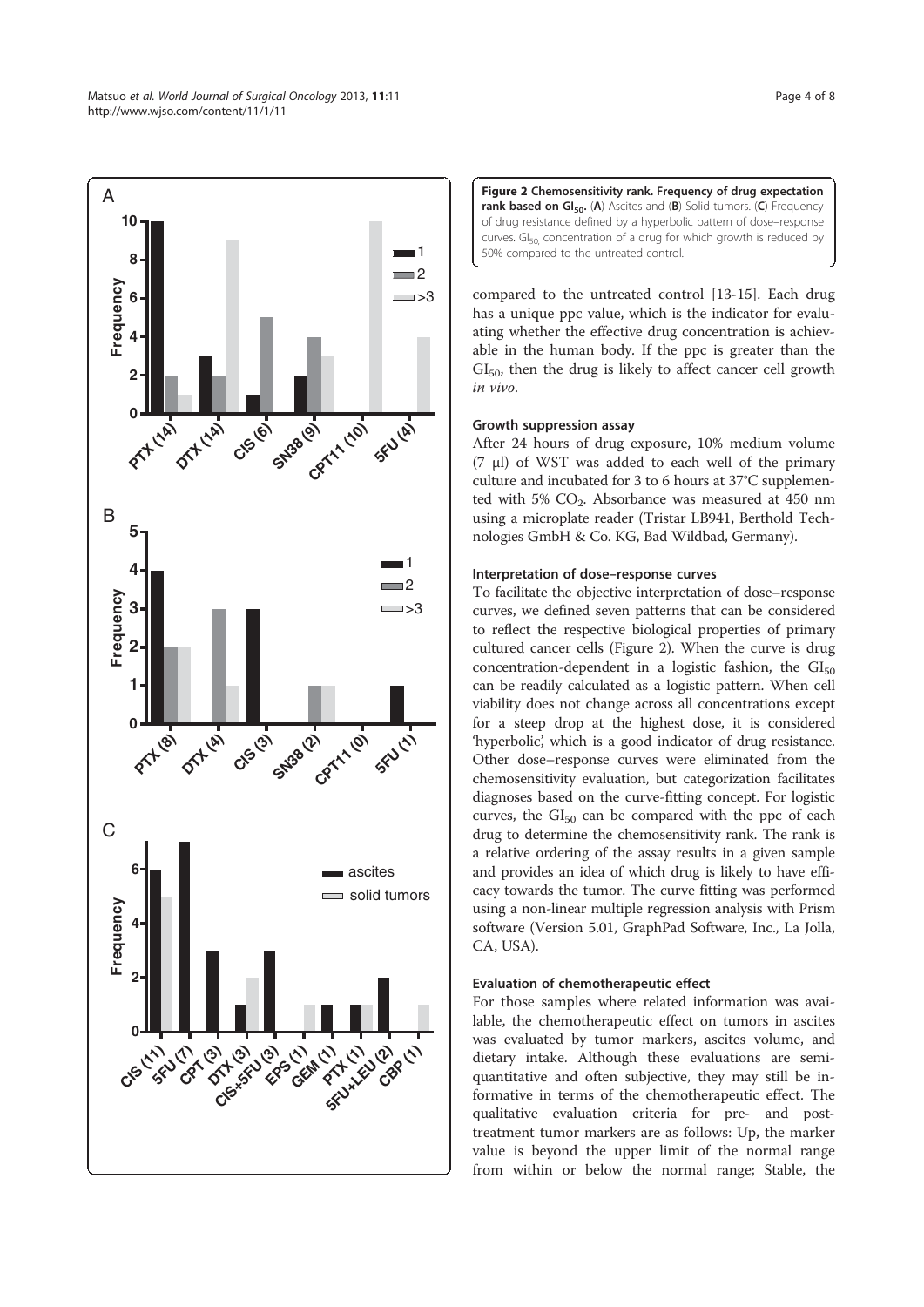**Figure 2 Chemosensitivity rank. Frequency of drug expectation rank based on $GI_{50}$.** (**A**) Ascites and (**B**) Solid tumors. (**C**) Frequency of drug resistance defined by a hyperbolic pattern of dose–response curves. $GI_{50}$, concentration of a drug for which growth is reduced by 50% compared to the untreated control.

compared to the untreated control [13-15]. Each drug has a unique ppc value, which is the indicator for evaluating whether the effective drug concentration is achievable in the human body. If the ppc is greater than the $GI_{50}$, then the drug is likely to affect cancer cell growth *in vivo*.

#### Growth suppression assay

After 24 hours of drug exposure, 10% medium volume (7 μl) of WST was added to each well of the primary culture and incubated for 3 to 6 hours at 37°C supplemented with 5% $CO_2$. Absorbance was measured at 450 nm using a microplate reader (Tristar LB941, Berthold Technologies GmbH & Co. KG, Bad Wildbad, Germany).

#### Interpretation of dose–response curves

To facilitate the objective interpretation of dose–response curves, we defined seven patterns that can be considered to reflect the respective biological properties of primary cultured cancer cells (Figure 2). When the curve is drug concentration-dependent in a logistic fashion, the $GI_{50}$ can be readily calculated as a logistic pattern. When cell viability does not change across all concentrations except for a steep drop at the highest dose, it is considered 'hyperbolic', which is a good indicator of drug resistance. Other dose–response curves were eliminated from the chemosensitivity evaluation, but categorization facilitates diagnoses based on the curve-fitting concept. For logistic curves, the $GI_{50}$ can be compared with the ppc of each drug to determine the chemosensitivity rank. The rank is a relative ordering of the assay results in a given sample and provides an idea of which drug is likely to have efficacy towards the tumor. The curve fitting was performed using a non-linear multiple regression analysis with Prism software (Version 5.01, GraphPad Software, Inc., La Jolla, CA, USA).

#### Evaluation of chemotherapeutic effect

For those samples where related information was available, the chemotherapeutic effect on tumors in ascites was evaluated by tumor markers, ascites volume, and dietary intake. Although these evaluations are semi-quantitative and often subjective, they may still be informative in terms of the chemotherapeutic effect. The qualitative evaluation criteria for pre- and post-treatment tumor markers are as follows: Up, the marker value is beyond the upper limit of the normal range from within or below the normal range; Stable, the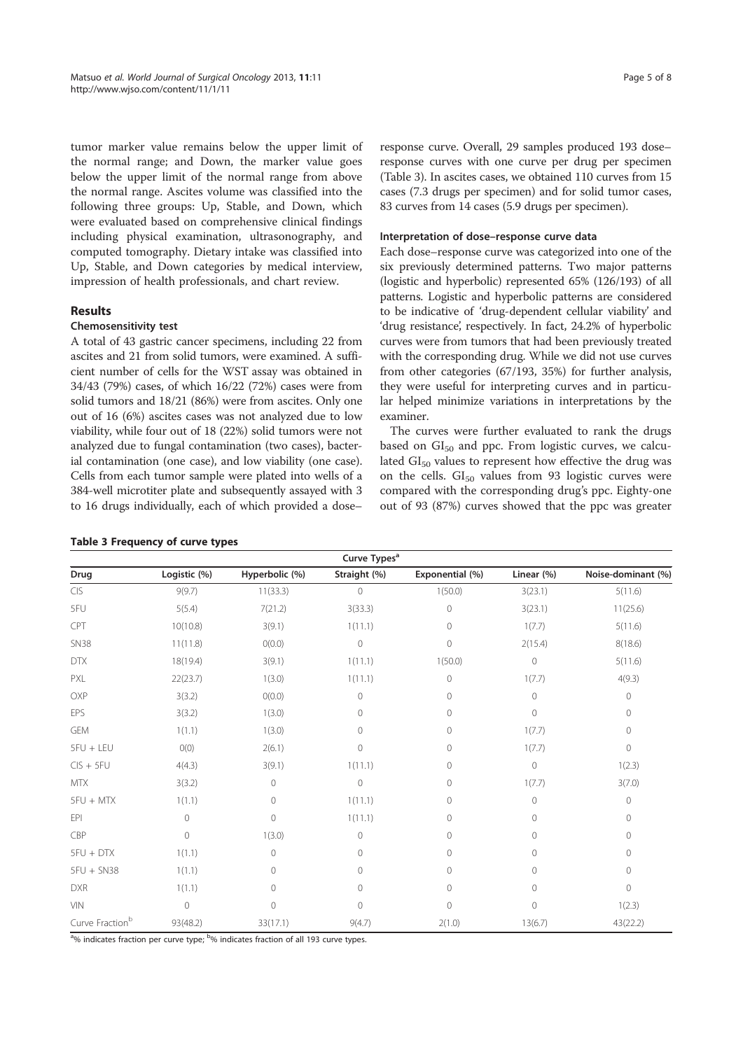tumor marker value remains below the upper limit of the normal range; and Down, the marker value goes below the upper limit of the normal range from above the normal range. Ascites volume was classified into the following three groups: Up, Stable, and Down, which were evaluated based on comprehensive clinical findings including physical examination, ultrasonography, and computed tomography. Dietary intake was classified into Up, Stable, and Down categories by medical interview, impression of health professionals, and chart review.

## Results

### Chemosensitivity test

A total of 43 gastric cancer specimens, including 22 from ascites and 21 from solid tumors, were examined. A sufficient number of cells for the WST assay was obtained in 34/43 (79%) cases, of which 16/22 (72%) cases were from solid tumors and 18/21 (86%) were from ascites. Only one out of 16 (6%) ascites cases was not analyzed due to low viability, while four out of 18 (22%) solid tumors were not analyzed due to fungal contamination (two cases), bacterial contamination (one case), and low viability (one case). Cells from each tumor sample were plated into wells of a 384-well microtiter plate and subsequently assayed with 3 to 16 drugs individually, each of which provided a dose–response curve. Overall, 29 samples produced 193 dose–response curves with one curve per drug per specimen (Table 3). In ascites cases, we obtained 110 curves from 15 cases (7.3 drugs per specimen) and for solid tumor cases, 83 curves from 14 cases (5.9 drugs per specimen).

### Interpretation of dose–response curve data

Each dose–response curve was categorized into one of the six previously determined patterns. Two major patterns (logistic and hyperbolic) represented 65% (126/193) of all patterns. Logistic and hyperbolic patterns are considered to be indicative of 'drug-dependent cellular viability' and 'drug resistance', respectively. In fact, 24.2% of hyperbolic curves were from tumors that had been previously treated with the corresponding drug. While we did not use curves from other categories (67/193, 35%) for further analysis, they were useful for interpreting curves and in particular helped minimize variations in interpretations by the examiner.

The curves were further evaluated to rank the drugs based on $GI_{50}$ and ppc. From logistic curves, we calculated $GI_{50}$ values to represent how effective the drug was on the cells. $GI_{50}$ values from 93 logistic curves were compared with the corresponding drug's ppc. Eighty-one out of 93 (87%) curves showed that the ppc was greater

**Table 3 Frequency of curve types**

| Drug | Curve Types[a] | | | | | |
|---|---|---|---|---|---|---|
| | Logistic (%) | Hyperbolic (%) | Straight (%) | Exponential (%) | Linear (%) | Noise-dominant (%) |
| CIS | 9(9.7) | 11(33.3) | 0 | 1(50.0) | 3(23.1) | 5(11.6) |
| 5FU | 5(5.4) | 7(21.2) | 3(33.3) | 0 | 3(23.1) | 11(25.6) |
| CPT | 10(10.8) | 3(9.1) | 1(11.1) | 0 | 1(7.7) | 5(11.6) |
| SN38 | 11(11.8) | 0(0.0) | 0 | 0 | 2(15.4) | 8(18.6) |
| DTX | 18(19.4) | 3(9.1) | 1(11.1) | 1(50.0) | 0 | 5(11.6) |
| PXL | 22(23.7) | 1(3.0) | 1(11.1) | 0 | 1(7.7) | 4(9.3) |
| OXP | 3(3.2) | 0(0.0) | 0 | 0 | 0 | 0 |
| EPS | 3(3.2) | 1(3.0) | 0 | 0 | 0 | 0 |
| GEM | 1(1.1) | 1(3.0) | 0 | 0 | 1(7.7) | 0 |
| 5FU + LEU | 0(0) | 2(6.1) | 0 | 0 | 1(7.7) | 0 |
| CIS + 5FU | 4(4.3) | 3(9.1) | 1(11.1) | 0 | 0 | 1(2.3) |
| MTX | 3(3.2) | 0 | 0 | 0 | 1(7.7) | 3(7.0) |
| 5FU + MTX | 1(1.1) | 0 | 1(11.1) | 0 | 0 | 0 |
| EPI | 0 | 0 | 1(11.1) | 0 | 0 | 0 |
| CBP | 0 | 1(3.0) | 0 | 0 | 0 | 0 |
| 5FU + DTX | 1(1.1) | 0 | 0 | 0 | 0 | 0 |
| 5FU + SN38 | 1(1.1) | 0 | 0 | 0 | 0 | 0 |
| DXR | 1(1.1) | 0 | 0 | 0 | 0 | 0 |
| VIN | 0 | 0 | 0 | 0 | 0 | 1(2.3) |
| Curve Fraction[b] | 93(48.2) | 33(17.1) | 9(4.7) | 2(1.0) | 13(6.7) | 43(22.2) |

[a]% indicates fraction per curve type; [b]% indicates fraction of all 193 curve types.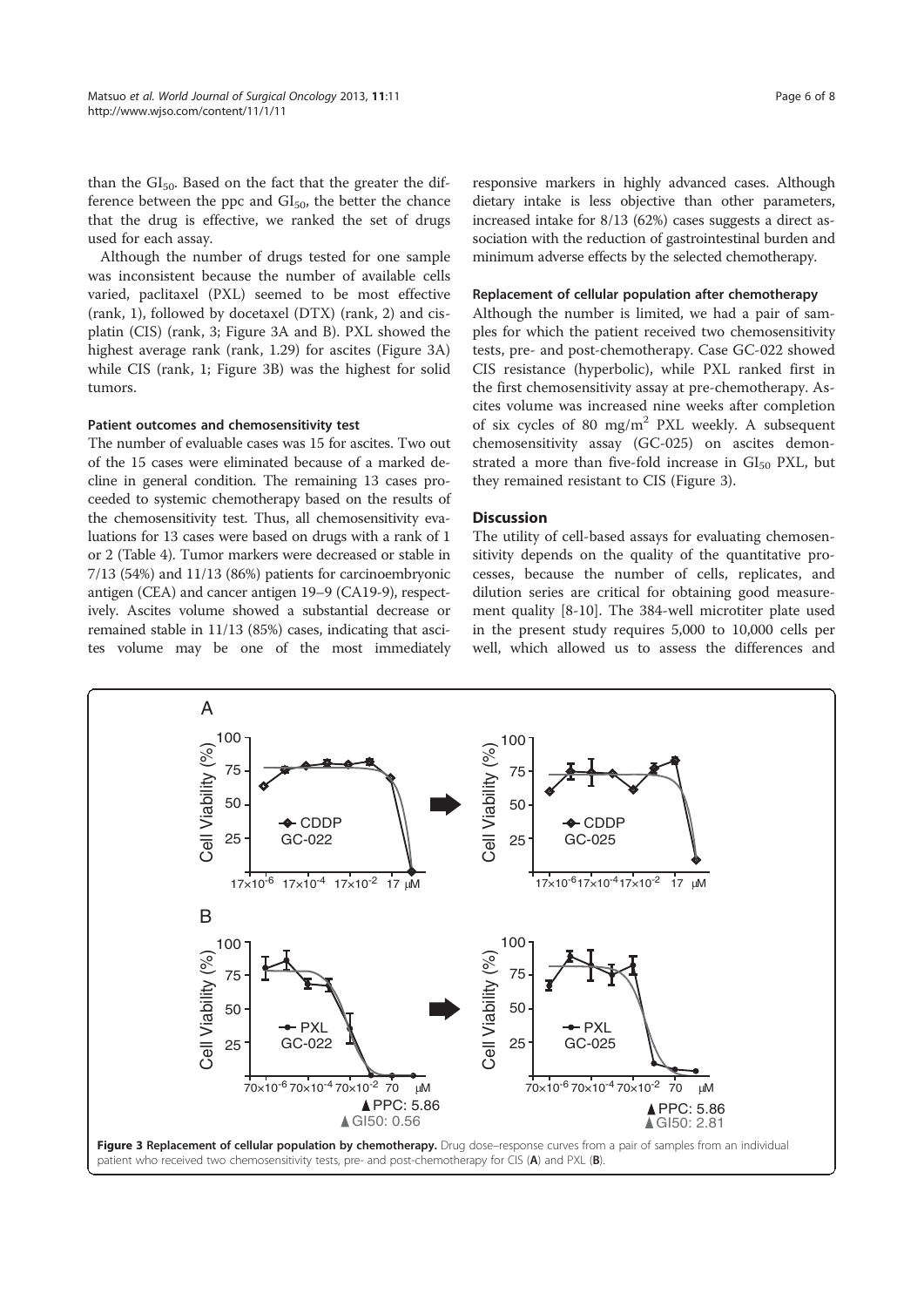than the $GI_{50}$. Based on the fact that the greater the difference between the ppc and $GI_{50}$, the better the chance that the drug is effective, we ranked the set of drugs used for each assay.

Although the number of drugs tested for one sample was inconsistent because the number of available cells varied, paclitaxel (PXL) seemed to be most effective (rank, 1), followed by docetaxel (DTX) (rank, 2) and cisplatin (CIS) (rank, 3; Figure 3A and B). PXL showed the highest average rank (rank, 1.29) for ascites (Figure 3A) while CIS (rank, 1; Figure 3B) was the highest for solid tumors.

#### Patient outcomes and chemosensitivity test

The number of evaluable cases was 15 for ascites. Two out of the 15 cases were eliminated because of a marked decline in general condition. The remaining 13 cases proceeded to systemic chemotherapy based on the results of the chemosensitivity test. Thus, all chemosensitivity evaluations for 13 cases were based on drugs with a rank of 1 or 2 (Table 4). Tumor markers were decreased or stable in 7/13 (54%) and 11/13 (86%) patients for carcinoembryonic antigen (CEA) and cancer antigen 19–9 (CA19-9), respectively. Ascites volume showed a substantial decrease or remained stable in 11/13 (85%) cases, indicating that ascites volume may be one of the most immediately responsive markers in highly advanced cases. Although dietary intake is less objective than other parameters, increased intake for 8/13 (62%) cases suggests a direct association with the reduction of gastrointestinal burden and minimum adverse effects by the selected chemotherapy.

#### Replacement of cellular population after chemotherapy

Although the number is limited, we had a pair of samples for which the patient received two chemosensitivity tests, pre- and post-chemotherapy. Case GC-022 showed CIS resistance (hyperbolic), while PXL ranked first in the first chemosensitivity assay at pre-chemotherapy. Ascites volume was increased nine weeks after completion of six cycles of 80 $mg/m^2$ PXL weekly. A subsequent chemosensitivity assay (GC-025) on ascites demonstrated a more than five-fold increase in $GI_{50}$ PXL, but they remained resistant to CIS (Figure 3).

## Discussion

The utility of cell-based assays for evaluating chemosensitivity depends on the quality of the quantitative processes, because the number of cells, replicates, and dilution series are critical for obtaining good measurement quality [8-10]. The 384-well microtiter plate used in the present study requires 5,000 to 10,000 cells per well, which allowed us to assess the differences and

**Figure 3 Replacement of cellular population by chemotherapy.** Drug dose–response curves from a pair of samples from an individual patient who received two chemosensitivity tests, pre- and post-chemotherapy for CIS (**A**) and PXL (**B**).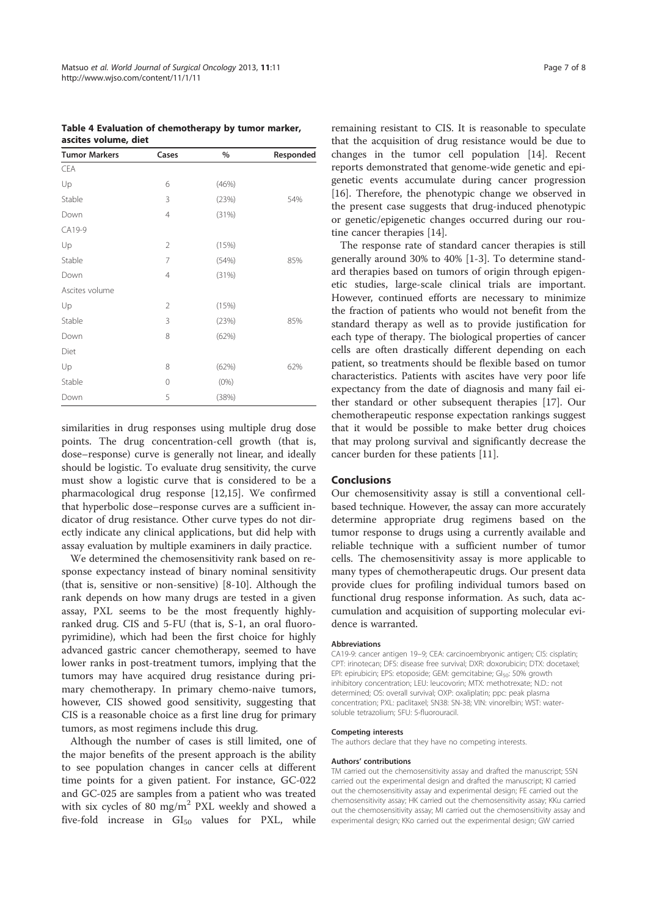**Table 4 Evaluation of chemotherapy by tumor marker, ascites volume, diet**

| Tumor Markers | Cases | % | Responded |
|---|---|---|---|
| CEA | | | |
| Up | 6 | (46%) | |
| Stable | 3 | (23%) | 54% |
| Down | 4 | (31%) | |
| CA19-9 | | | |
| Up | 2 | (15%) | |
| Stable | 7 | (54%) | 85% |
| Down | 4 | (31%) | |
| Ascites volume | | | |
| Up | 2 | (15%) | |
| Stable | 3 | (23%) | 85% |
| Down | 8 | (62%) | |
| Diet | | | |
| Up | 8 | (62%) | 62% |
| Stable | 0 | (0%) | |
| Down | 5 | (38%) | |

similarities in drug responses using multiple drug dose points. The drug concentration-cell growth (that is, dose–response) curve is generally not linear, and ideally should be logistic. To evaluate drug sensitivity, the curve must show a logistic curve that is considered to be a pharmacological drug response [12,15]. We confirmed that hyperbolic dose–response curves are a sufficient indicator of drug resistance. Other curve types do not directly indicate any clinical applications, but did help with assay evaluation by multiple examiners in daily practice.

We determined the chemosensitivity rank based on response expectancy instead of binary nominal sensitivity (that is, sensitive or non-sensitive) [8-10]. Although the rank depends on how many drugs are tested in a given assay, PXL seems to be the most frequently highly-ranked drug. CIS and 5-FU (that is, S-1, an oral fluoropyrimidine), which had been the first choice for highly advanced gastric cancer chemotherapy, seemed to have lower ranks in post-treatment tumors, implying that the tumors may have acquired drug resistance during primary chemotherapy. In primary chemo-naive tumors, however, CIS showed good sensitivity, suggesting that CIS is a reasonable choice as a first line drug for primary tumors, as most regimens include this drug.

Although the number of cases is still limited, one of the major benefits of the present approach is the ability to see population changes in cancer cells at different time points for a given patient. For instance, GC-022 and GC-025 are samples from a patient who was treated with six cycles of 80 $mg/m^2$ PXL weekly and showed a five-fold increase in $GI_{50}$ values for PXL, while remaining resistant to CIS. It is reasonable to speculate that the acquisition of drug resistance would be due to changes in the tumor cell population [14]. Recent reports demonstrated that genome-wide genetic and epigenetic events accumulate during cancer progression [16]. Therefore, the phenotypic change we observed in the present case suggests that drug-induced phenotypic or genetic/epigenetic changes occurred during our routine cancer therapies [14].

The response rate of standard cancer therapies is still generally around 30% to 40% [1-3]. To determine standard therapies based on tumors of origin through epigenetic studies, large-scale clinical trials are important. However, continued efforts are necessary to minimize the fraction of patients who would not benefit from the standard therapy as well as to provide justification for each type of therapy. The biological properties of cancer cells are often drastically different depending on each patient, so treatments should be flexible based on tumor characteristics. Patients with ascites have very poor life expectancy from the date of diagnosis and many fail either standard or other subsequent therapies [17]. Our chemotherapeutic response expectation rankings suggest that it would be possible to make better drug choices that may prolong survival and significantly decrease the cancer burden for these patients [11].

## Conclusions

Our chemosensitivity assay is still a conventional cell-based technique. However, the assay can more accurately determine appropriate drug regimens based on the tumor response to drugs using a currently available and reliable technique with a sufficient number of tumor cells. The chemosensitivity assay is more applicable to many types of chemotherapeutic drugs. Our present data provide clues for profiling individual tumors based on functional drug response information. As such, data accumulation and acquisition of supporting molecular evidence is warranted.

#### Abbreviations

CA19-9: cancer antigen 19–9; CEA: carcinoembryonic antigen; CIS: cisplatin; CPT: irinotecan; DFS: disease free survival; DXR: doxorubicin; DTX: docetaxel; EPI: epirubicin; EPS: etoposide; GEM: gemcitabine; $GI_{50}$: 50% growth inhibitory concentration; LEU: leucovorin; MTX: methotrexate; N.D.: not determined; OS: overall survival; OXP: oxaliplatin; ppc: peak plasma concentration; PXL: paclitaxel; SN38: SN-38; VIN: vinorelbin; WST: water-soluble tetrazolium; 5FU: 5-fluorouracil.

#### Competing interests

The authors declare that they have no competing interests.

#### Authors' contributions

TM carried out the chemosensitivity assay and drafted the manuscript; SSN carried out the experimental design and drafted the manuscript; KI carried out the chemosensitivity assay and experimental design; FE carried out the chemosensitivity assay; HK carried out the chemosensitivity assay; KKu carried out the chemosensitivity assay; MI carried out the chemosensitivity assay and experimental design; KKo carried out the experimental design; GW carried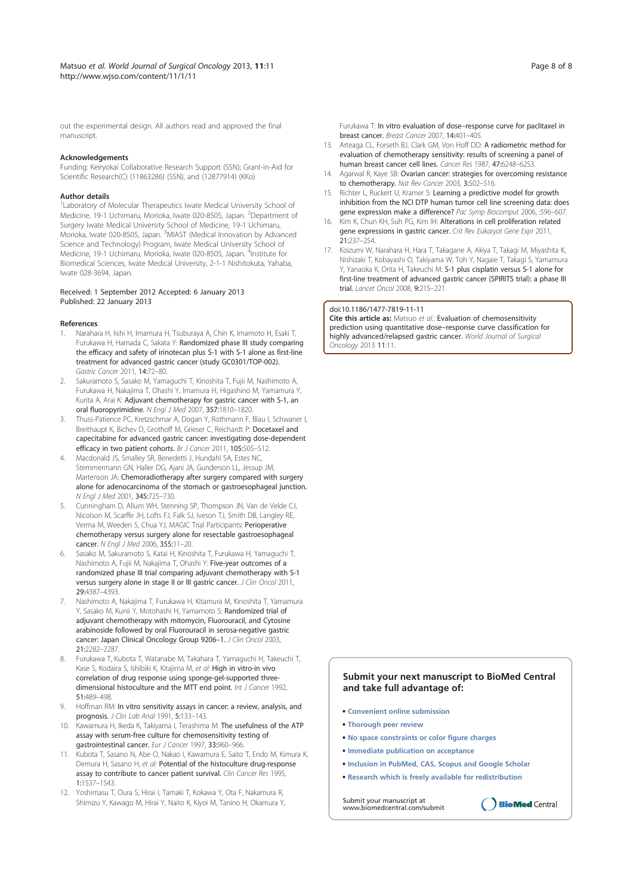out the experimental design. All authors read and approved the final manuscript.

### Acknowledgements

Funding: Keiryokai Collaborative Research Support (SSN); Grant-in-Aid for Scientific Research(C) (11863286) (SSN), and (12877914) (KKo)

### Author details

[1]Laboratory of Molecular Therapeutics Iwate Medical University School of Medicine, 19-1 Uchimaru, Morioka, Iwate 020-8505, Japan. [2]Department of Surgery Iwate Medical University School of Medicine, 19-1 Uchimaru, Morioka, Iwate 020-8505, Japan. [3]MIAST (Medical Innovation by Advanced Science and Technology) Program, Iwate Medical University School of Medicine, 19-1 Uchimaru, Morioka, Iwate 020-8505, Japan. [4]Institute for Biomedical Sciences, Iwate Medical University, 2-1-1 Nishitokuta, Yahaba, Iwate 028-3694, Japan.

Received: 1 September 2012 Accepted: 6 January 2013
Published: 22 January 2013

### References

1. Narahara H, Iishi H, Imamura H, Tsuburaya A, Chin K, Imamoto H, Esaki T, Furukawa H, Hamada C, Sakata Y: **Randomized phase III study comparing the efficacy and safety of irinotecan plus S-1 with S-1 alone as first-line treatment for advanced gastric cancer (study GC0301/TOP-002).** *Gastric Cancer* 2011, **14:**72–80.
2. Sakuramoto S, Sasako M, Yamaguchi T, Kinoshita T, Fujii M, Nashimoto A, Furukawa H, Nakajima T, Ohashi Y, Imamura H, Higashino M, Yamamura Y, Kurita A, Arai K: **Adjuvant chemotherapy for gastric cancer with S-1, an oral fluoropyrimidine.** *N Engl J Med* 2007, **357:**1810–1820.
3. Thuss-Patience PC, Kretzschmar A, Dogan Y, Rothmann F, Blau I, Schwaner I, Breithaupt K, Bichev D, Grothoff M, Grieser C, Reichardt P: **Docetaxel and capecitabine for advanced gastric cancer: investigating dose-dependent efficacy in two patient cohorts.** *Br J Cancer* 2011, **105:**505–512.
4. Macdonald JS, Smalley SR, Benedetti J, Hundahl SA, Estes NC, Stemmermann GN, Haller DG, Ajani JA, Gunderson LL, Jessup JM, Martenson JA: **Chemoradiotherapy after surgery compared with surgery alone for adenocarcinoma of the stomach or gastroesophageal junction.** *N Engl J Med* 2001, **345:**725–730.
5. Cunningham D, Allum WH, Stenning SP, Thompson JN, Van de Velde CJ, Nicolson M, Scarffe JH, Lofts FJ, Falk SJ, Iveson TJ, Smith DB, Langley RE, Verma M, Weeden S, Chua YJ, MAGIC Trial Participants: **Perioperative chemotherapy versus surgery alone for resectable gastroesophageal cancer.** *N Engl J Med* 2006, **355:**11–20.
6. Sasako M, Sakuramoto S, Katai H, Kinoshita T, Furukawa H, Yamaguchi T, Nashimoto A, Fujii M, Nakajima T, Ohashi Y: **Five-year outcomes of a randomized phase III trial comparing adjuvant chemotherapy with S-1 versus surgery alone in stage II or III gastric cancer.** *J Clin Oncol* 2011, **29:**4387–4393.
7. Nashimoto A, Nakajima T, Furukawa H, Kitamura M, Kinoshita T, Yamamura Y, Sasako M, Kunii Y, Motohashi H, Yamamoto S: **Randomized trial of adjuvant chemotherapy with mitomycin, Fluorouracil, and Cytosine arabinoside followed by oral Fluorouracil in serosa-negative gastric cancer: Japan Clinical Oncology Group 9206–1.** *J Clin Oncol* 2003, **21:**2282–2287.
8. Furukawa T, Kubota T, Watanabe M, Takahara T, Yamaguchi H, Takeuchi T, Kase S, Kodaira S, Ishibiki K, Kitajima M, *et al*: **High in vitro-in vivo correlation of drug response using sponge-gel-supported three-dimensional histoculture and the MTT end point.** *Int J Cancer* 1992, **51:**489–498.
9. Hoffman RM: **In vitro sensitivity assays in cancer: a review, analysis, and prognosis.** *J Clin Lab Anal* 1991, **5:**133–143.
10. Kawamura H, Ikeda K, Takiyama I, Terashima M: **The usefulness of the ATP assay with serum-free culture for chemosensitivity testing of gastrointestinal cancer.** *Eur J Cancer* 1997, **33:**960–966.
11. Kubota T, Sasano N, Abe O, Nakao I, Kawamura E, Saito T, Endo M, Kimura K, Demura H, Sasano H, *et al*: **Potential of the histoculture drug-response assay to contribute to cancer patient survival.** *Clin Cancer Res* 1995, **1:**1537–1543.
12. Yoshimasu T, Oura S, Hirai I, Tamaki T, Kokawa Y, Ota F, Nakamura R, Shimizu Y, Kawago M, Hirai Y, Naito K, Kiyoi M, Tanino H, Okamura Y, Furukawa T: **In vitro evaluation of dose–response curve for paclitaxel in breast cancer.** *Breast Cancer* 2007, **14:**401–405.
13. Arteaga CL, Forseth BJ, Clark GM, Von Hoff DD: **A radiometric method for evaluation of chemotherapy sensitivity: results of screening a panel of human breast cancer cell lines.** *Cancer Res* 1987, **47:**6248–6253.
14. Agarwal R, Kaye SB: **Ovarian cancer: strategies for overcoming resistance to chemotherapy.** *Nat Rev Cancer* 2003, **3:**502–516.
15. Richter L, Ruckert U, Kramer S: **Learning a predictive model for growth inhibition from the NCI DTP human tumor cell line screening data: does gene expression make a difference?** *Pac Symp Biocomput* 2006, **:**596–607.
16. Kim K, Chun KH, Suh PG, Kim IH: **Alterations in cell proliferation related gene expressions in gastric cancer.** *Crit Rev Eukaryot Gene Expr* 2011, **21:**237–254.
17. Koizumi W, Narahara H, Hara T, Takagane A, Akiya T, Takagi M, Miyashita K, Nishizaki T, Kobayashi O, Takiyama W, Toh Y, Nagaie T, Takagi S, Yamamura Y, Yanaoka K, Orita H, Takeuchi M: **S-1 plus cisplatin versus S-1 alone for first-line treatment of advanced gastric cancer (SPIRITS trial): a phase III trial.** *Lancet Oncol* 2008, **9:**215–221.

doi:10.1186/1477-7819-11-11
**Cite this article as:** Matsuo *et al.*: Evaluation of chemosensitivity prediction using quantitative dose–response curve classification for highly advanced/relapsed gastric cancer. *World Journal of Surgical Oncology* 2013 **11**:11.

**Submit your next manuscript to BioMed Central and take full advantage of:**

- Convenient online submission
- Thorough peer review
- No space constraints or color figure charges
- Immediate publication on acceptance
- Inclusion in PubMed, CAS, Scopus and Google Scholar
- Research which is freely available for redistribution

Submit your manuscript at www.biomedcentral.com/submit

BioMed Central